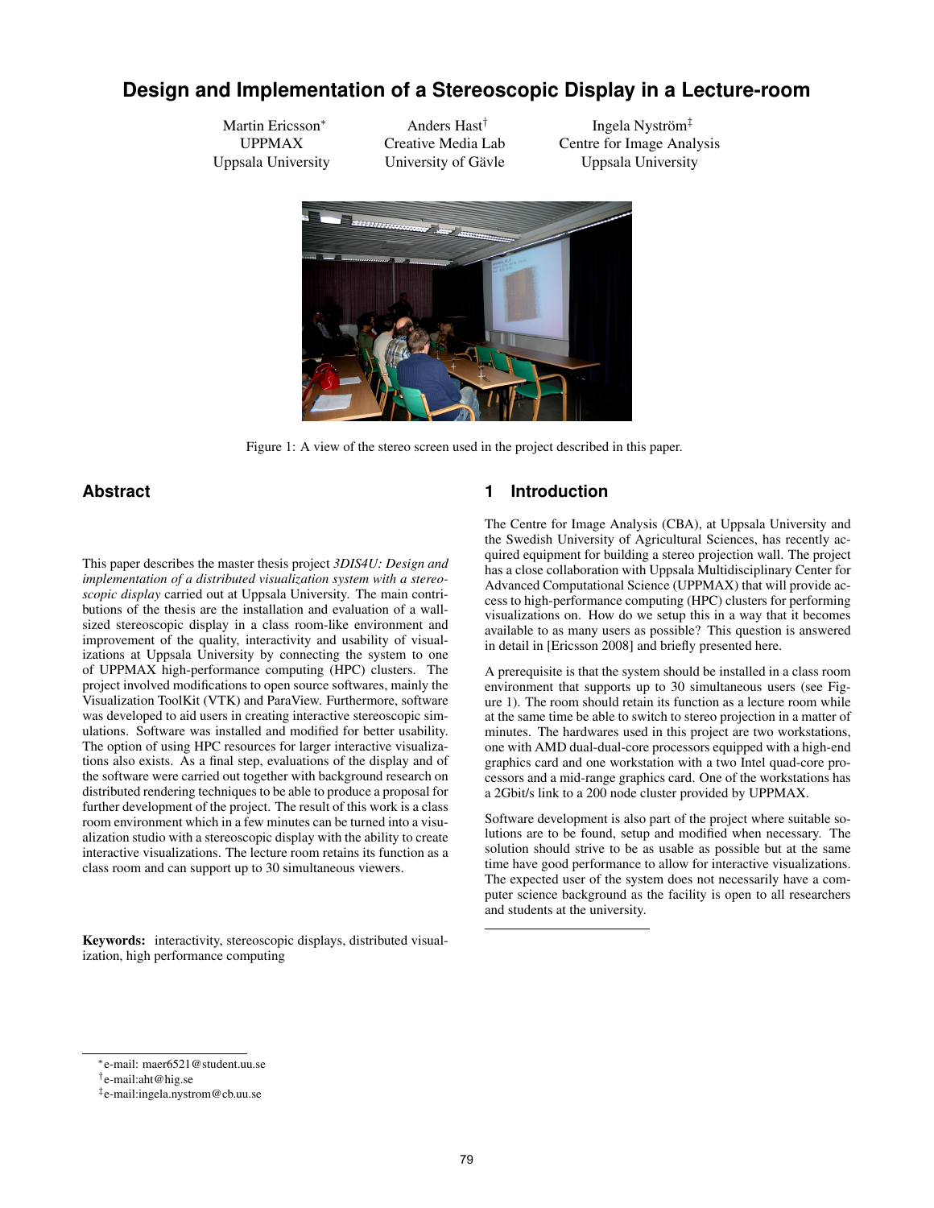# Design and Implementation of a Stereoscopic Display in a Lecture-room

Martin Ericsson*
UPPMAX
Uppsala University

Anders Hast†
Creative Media Lab
University of Gävle

Ingela Nyström‡
Centre for Image Analysis
Uppsala University

Figure 1: A view of the stereo screen used in the project described in this paper.

## Abstract

This paper describes the master thesis project *3DIS4U: Design and implementation of a distributed visualization system with a stereoscopic display* carried out at Uppsala University. The main contributions of the thesis are the installation and evaluation of a wall-sized stereoscopic display in a class room-like environment and improvement of the quality, interactivity and usability of visualizations at Uppsala University by connecting the system to one of UPPMAX high-performance computing (HPC) clusters. The project involved modifications to open source softwares, mainly the Visualization ToolKit (VTK) and ParaView. Furthermore, software was developed to aid users in creating interactive stereoscopic simulations. Software was installed and modified for better usability. The option of using HPC resources for larger interactive visualizations also exists. As a final step, evaluations of the display and of the software were carried out together with background research on distributed rendering techniques to be able to produce a proposal for further development of the project. The result of this work is a class room environment which in a few minutes can be turned into a visualization studio with a stereoscopic display with the ability to create interactive visualizations. The lecture room retains its function as a class room and can support up to 30 simultaneous viewers.

**Keywords:** interactivity, stereoscopic displays, distributed visualization, high performance computing

## 1 Introduction

The Centre for Image Analysis (CBA), at Uppsala University and the Swedish University of Agricultural Sciences, has recently acquired equipment for building a stereo projection wall. The project has a close collaboration with Uppsala Multidisciplinary Center for Advanced Computational Science (UPPMAX) that will provide access to high-performance computing (HPC) clusters for performing visualizations on. How do we setup this in a way that it becomes available to as many users as possible? This question is answered in detail in [Ericsson 2008] and briefly presented here.

A prerequisite is that the system should be installed in a class room environment that supports up to 30 simultaneous users (see Figure 1). The room should retain its function as a lecture room while at the same time be able to switch to stereo projection in a matter of minutes. The hardwares used in this project are two workstations, one with AMD dual-dual-core processors equipped with a high-end graphics card and one workstation with a two Intel quad-core processors and a mid-range graphics card. One of the workstations has a 2Gbit/s link to a 200 node cluster provided by UPPMAX.

Software development is also part of the project where suitable solutions are to be found, setup and modified when necessary. The solution should strive to be as usable as possible but at the same time have good performance to allow for interactive visualizations. The expected user of the system does not necessarily have a computer science background as the facility is open to all researchers and students at the university.

*e-mail: maer6521@student.uu.se

†e-mail:aht@hig.se

‡e-mail:ingela.nystrom@cb.uu.se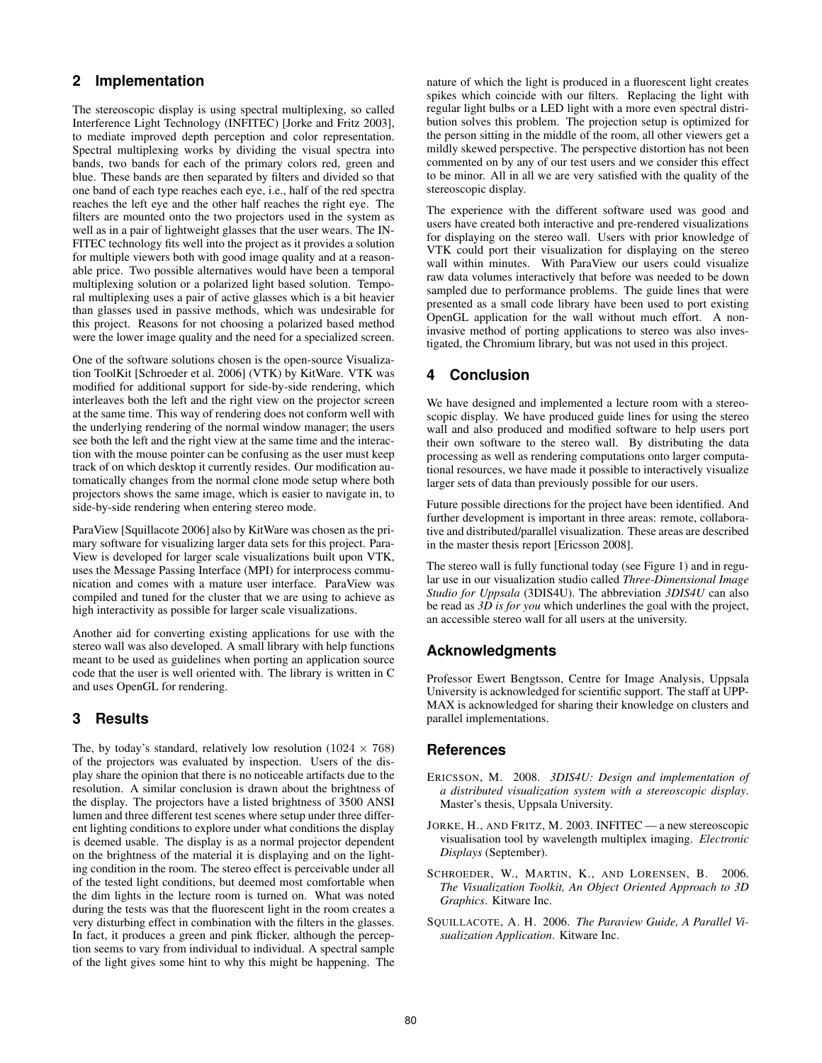## 2 Implementation

The stereoscopic display is using spectral multiplexing, so called Interference Light Technology (INFITEC) [Jorke and Fritz 2003], to mediate improved depth perception and color representation. Spectral multiplexing works by dividing the visual spectra into bands, two bands for each of the primary colors red, green and blue. These bands are then separated by filters and divided so that one band of each type reaches each eye, i.e., half of the red spectra reaches the left eye and the other half reaches the right eye. The filters are mounted onto the two projectors used in the system as well as in a pair of lightweight glasses that the user wears. The INFITEC technology fits well into the project as it provides a solution for multiple viewers both with good image quality and at a reasonable price. Two possible alternatives would have been a temporal multiplexing solution or a polarized light based solution. Temporal multiplexing uses a pair of active glasses which is a bit heavier than glasses used in passive methods, which was undesirable for this project. Reasons for not choosing a polarized based method were the lower image quality and the need for a specialized screen.

One of the software solutions chosen is the open-source Visualization ToolKit [Schroeder et al. 2006] (VTK) by KitWare. VTK was modified for additional support for side-by-side rendering, which interleaves both the left and the right view on the projector screen at the same time. This way of rendering does not conform well with the underlying rendering of the normal window manager; the users see both the left and the right view at the same time and the interaction with the mouse pointer can be confusing as the user must keep track of on which desktop it currently resides. Our modification automatically changes from the normal clone mode setup where both projectors shows the same image, which is easier to navigate in, to side-by-side rendering when entering stereo mode.

ParaView [Squillacote 2006] also by KitWare was chosen as the primary software for visualizing larger data sets for this project. ParaView is developed for larger scale visualizations built upon VTK, uses the Message Passing Interface (MPI) for interprocess communication and comes with a mature user interface. ParaView was compiled and tuned for the cluster that we are using to achieve as high interactivity as possible for larger scale visualizations.

Another aid for converting existing applications for use with the stereo wall was also developed. A small library with help functions meant to be used as guidelines when porting an application source code that the user is well oriented with. The library is written in C and uses OpenGL for rendering.

## 3 Results

The, by today's standard, relatively low resolution ($1024 \times 768$) of the projectors was evaluated by inspection. Users of the display share the opinion that there is no noticeable artifacts due to the resolution. A similar conclusion is drawn about the brightness of the display. The projectors have a listed brightness of 3500 ANSI lumen and three different test scenes where setup under three different lighting conditions to explore under what conditions the display is deemed usable. The display is as a normal projector dependent on the brightness of the material it is displaying and on the lighting condition in the room. The stereo effect is perceivable under all of the tested light conditions, but deemed most comfortable when the dim lights in the lecture room is turned on. What was noted during the tests was that the fluorescent light in the room creates a very disturbing effect in combination with the filters in the glasses. In fact, it produces a green and pink flicker, although the perception seems to vary from individual to individual. A spectral sample of the light gives some hint to why this might be happening. The nature of which the light is produced in a fluorescent light creates spikes which coincide with our filters. Replacing the light with regular light bulbs or a LED light with a more even spectral distribution solves this problem. The projection setup is optimized for the person sitting in the middle of the room, all other viewers get a mildly skewed perspective. The perspective distortion has not been commented on by any of our test users and we consider this effect to be minor. All in all we are very satisfied with the quality of the stereoscopic display.

The experience with the different software used was good and users have created both interactive and pre-rendered visualizations for displaying on the stereo wall. Users with prior knowledge of VTK could port their visualization for displaying on the stereo wall within minutes. With ParaView our users could visualize raw data volumes interactively that before was needed to be down sampled due to performance problems. The guide lines that were presented as a small code library have been used to port existing OpenGL application for the wall without much effort. A non-invasive method of porting applications to stereo was also investigated, the Chromium library, but was not used in this project.

## 4 Conclusion

We have designed and implemented a lecture room with a stereoscopic display. We have produced guide lines for using the stereo wall and also produced and modified software to help users port their own software to the stereo wall. By distributing the data processing as well as rendering computations onto larger computational resources, we have made it possible to interactively visualize larger sets of data than previously possible for our users.

Future possible directions for the project have been identified. And further development is important in three areas: remote, collaborative and distributed/parallel visualization. These areas are described in the master thesis report [Ericsson 2008].

The stereo wall is fully functional today (see Figure 1) and in regular use in our visualization studio called *Three-Dimensional Image Studio for Uppsala* (3DIS4U). The abbreviation *3DIS4U* can also be read as *3D is for you* which underlines the goal with the project, an accessible stereo wall for all users at the university.

## Acknowledgments

Professor Ewert Bengtsson, Centre for Image Analysis, Uppsala University is acknowledged for scientific support. The staff at UPPMAX is acknowledged for sharing their knowledge on clusters and parallel implementations.

## References

ERICSSON, M. 2008. *3DIS4U: Design and implementation of a distributed visualization system with a stereoscopic display*. Master's thesis, Uppsala University.

JORKE, H., AND FRITZ, M. 2003. INFITEC — a new stereoscopic visualisation tool by wavelength multiplex imaging. *Electronic Displays* (September).

SCHROEDER, W., MARTIN, K., AND LORENSEN, B. 2006. *The Visualization Toolkit, An Object Oriented Approach to 3D Graphics*. Kitware Inc.

SQUILLACOTE, A. H. 2006. *The Paraview Guide, A Parallel Visualization Application*. Kitware Inc.